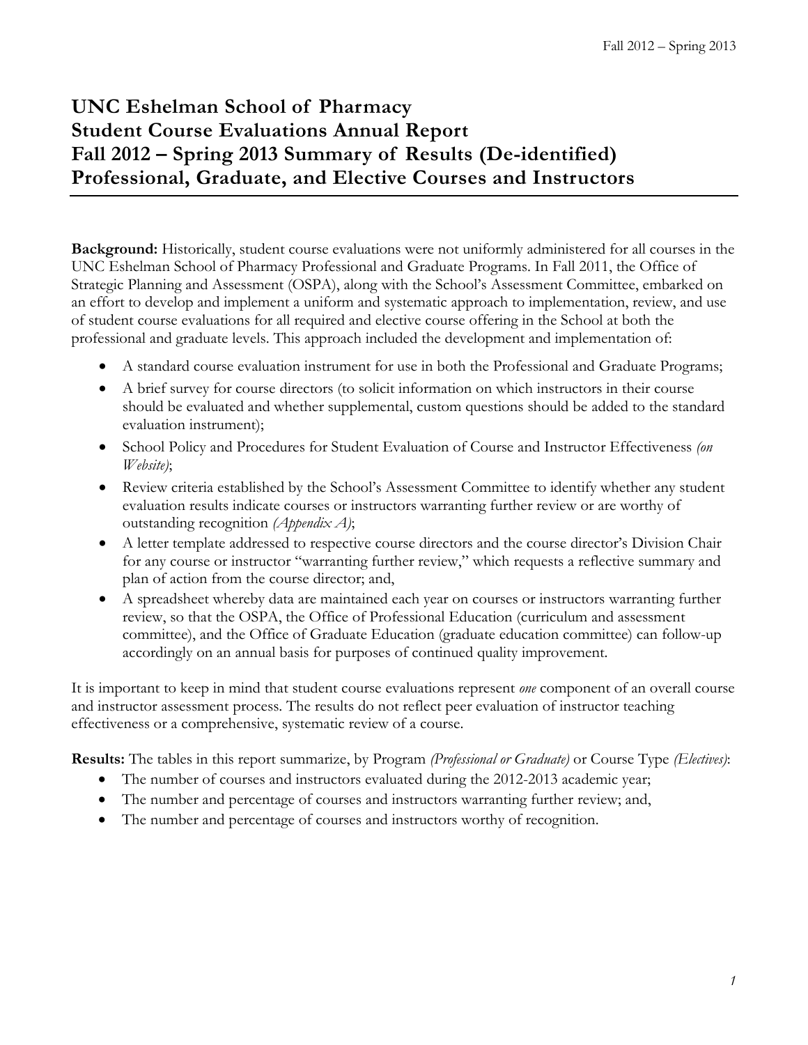# UNC Eshelman School of Pharmacy
# Student Course Evaluations Annual Report
# Fall 2012 – Spring 2013 Summary of Results (De-identified)
# Professional, Graduate, and Elective Courses and Instructors

**Background:** Historically, student course evaluations were not uniformly administered for all courses in the UNC Eshelman School of Pharmacy Professional and Graduate Programs. In Fall 2011, the Office of Strategic Planning and Assessment (OSPA), along with the School's Assessment Committee, embarked on an effort to develop and implement a uniform and systematic approach to implementation, review, and use of student course evaluations for all required and elective course offering in the School at both the professional and graduate levels. This approach included the development and implementation of:

- A standard course evaluation instrument for use in both the Professional and Graduate Programs;
- A brief survey for course directors (to solicit information on which instructors in their course should be evaluated and whether supplemental, custom questions should be added to the standard evaluation instrument);
- School Policy and Procedures for Student Evaluation of Course and Instructor Effectiveness *(on Website)*;
- Review criteria established by the School's Assessment Committee to identify whether any student evaluation results indicate courses or instructors warranting further review or are worthy of outstanding recognition *(Appendix A)*;
- A letter template addressed to respective course directors and the course director's Division Chair for any course or instructor "warranting further review," which requests a reflective summary and plan of action from the course director; and,
- A spreadsheet whereby data are maintained each year on courses or instructors warranting further review, so that the OSPA, the Office of Professional Education (curriculum and assessment committee), and the Office of Graduate Education (graduate education committee) can follow-up accordingly on an annual basis for purposes of continued quality improvement.

It is important to keep in mind that student course evaluations represent *one* component of an overall course and instructor assessment process. The results do not reflect peer evaluation of instructor teaching effectiveness or a comprehensive, systematic review of a course.

**Results:** The tables in this report summarize, by Program *(Professional or Graduate)* or Course Type *(Electives)*:

- The number of courses and instructors evaluated during the 2012-2013 academic year;
- The number and percentage of courses and instructors warranting further review; and,
- The number and percentage of courses and instructors worthy of recognition.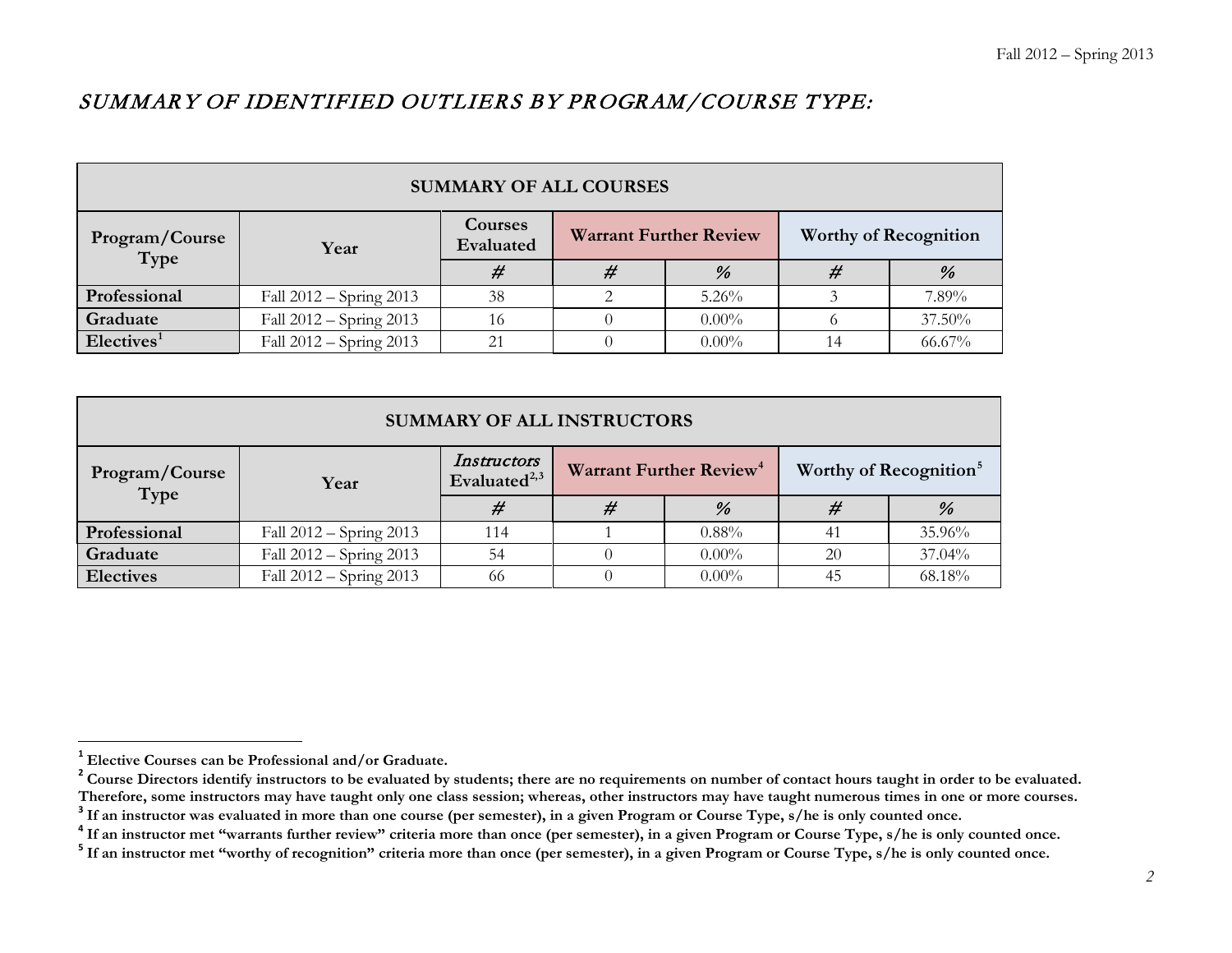## *SUMMARY OF IDENTIFIED OUTLIERS BY PROGRAM/COURSE TYPE:*

| SUMMARY OF ALL COURSES | | | | | | |
|---|---|---|---|---|---|---|
| **Program/Course Type** | **Year** | **Courses Evaluated** | **Warrant Further Review** | | **Worthy of Recognition** | |
| | | # | # | % | # | % |
| **Professional** | Fall 2012 – Spring 2013 | 38 | 2 | 5.26% | 3 | 7.89% |
| **Graduate** | Fall 2012 – Spring 2013 | 16 | 0 | 0.00% | 6 | 37.50% |
| **Electives**[1] | Fall 2012 – Spring 2013 | 21 | 0 | 0.00% | 14 | 66.67% |

| SUMMARY OF ALL INSTRUCTORS | | | | | | |
|---|---|---|---|---|---|---|
| **Program/Course Type** | **Year** | ***Instructors* Evaluated**[2,3] | **Warrant Further Review**[4] | | **Worthy of Recognition**[5] | |
| | | # | # | % | # | % |
| **Professional** | Fall 2012 – Spring 2013 | 114 | 1 | 0.88% | 41 | 35.96% |
| **Graduate** | Fall 2012 – Spring 2013 | 54 | 0 | 0.00% | 20 | 37.04% |
| **Electives** | Fall 2012 – Spring 2013 | 66 | 0 | 0.00% | 45 | 68.18% |

---

**[1] Elective Courses can be Professional and/or Graduate.**

**[2] Course Directors identify instructors to be evaluated by students; there are no requirements on number of contact hours taught in order to be evaluated. Therefore, some instructors may have taught only one class session; whereas, other instructors may have taught numerous times in one or more courses.**

**[3] If an instructor was evaluated in more than one course (per semester), in a given Program or Course Type, s/he is only counted once.**

**[4] If an instructor met "warrants further review" criteria more than once (per semester), in a given Program or Course Type, s/he is only counted once.**

**[5] If an instructor met "worthy of recognition" criteria more than once (per semester), in a given Program or Course Type, s/he is only counted once.**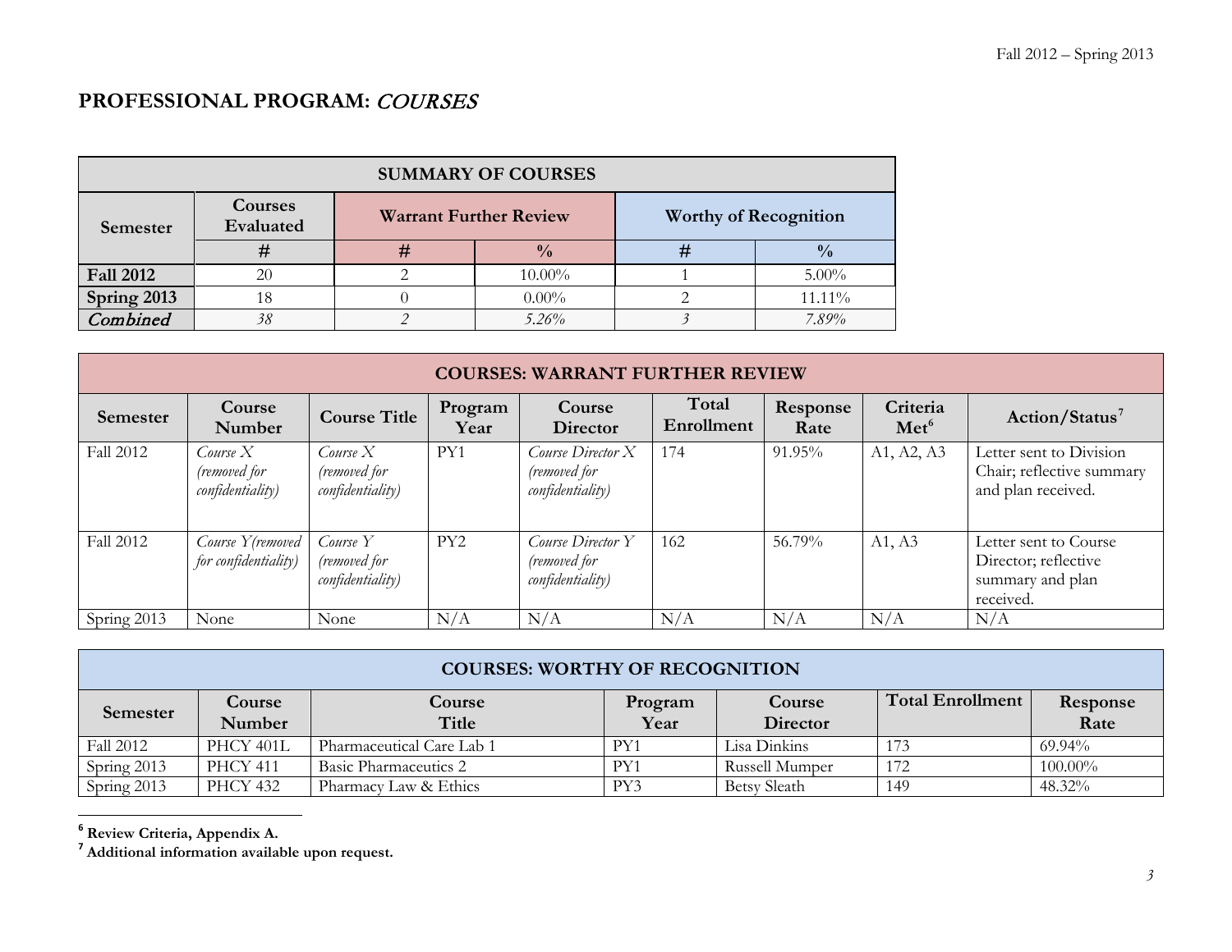## PROFESSIONAL PROGRAM: *COURSES*

| SUMMARY OF COURSES | | | | | |
|---|---|---|---|---|---|
| Semester | Courses Evaluated | Warrant Further Review | | Worthy of Recognition | |
| | # | # | % | # | % |
| **Fall 2012** | 20 | 2 | 10.00% | 1 | 5.00% |
| **Spring 2013** | 18 | 0 | 0.00% | 2 | 11.11% |
| ***Combined*** | *38* | *2* | *5.26%* | *3* | *7.89%* |

| COURSES: WARRANT FURTHER REVIEW | | | | | | | | |
|---|---|---|---|---|---|---|---|---|
| Semester | Course Number | Course Title | Program Year | Course Director | Total Enrollment | Response Rate | Criteria Met[6] | Action/Status[7] |
| Fall 2012 | *Course X (removed for confidentiality)* | *Course X (removed for confidentiality)* | PY1 | *Course Director X (removed for confidentiality)* | 174 | 91.95% | A1, A2, A3 | Letter sent to Division Chair; reflective summary and plan received. |
| Fall 2012 | *Course Y(removed for confidentiality)* | *Course Y (removed for confidentiality)* | PY2 | *Course Director Y (removed for confidentiality)* | 162 | 56.79% | A1, A3 | Letter sent to Course Director; reflective summary and plan received. |
| Spring 2013 | None | None | N/A | N/A | N/A | N/A | N/A | N/A |

| COURSES: WORTHY OF RECOGNITION | | | | | | |
|---|---|---|---|---|---|---|
| Semester | Course Number | Course Title | Program Year | Course Director | Total Enrollment | Response Rate |
| Fall 2012 | PHCY 401L | Pharmaceutical Care Lab 1 | PY1 | Lisa Dinkins | 173 | 69.94% |
| Spring 2013 | PHCY 411 | Basic Pharmaceutics 2 | PY1 | Russell Mumper | 172 | 100.00% |
| Spring 2013 | PHCY 432 | Pharmacy Law & Ethics | PY3 | Betsy Sleath | 149 | 48.32% |

[6] **Review Criteria, Appendix A.**

[7] **Additional information available upon request.**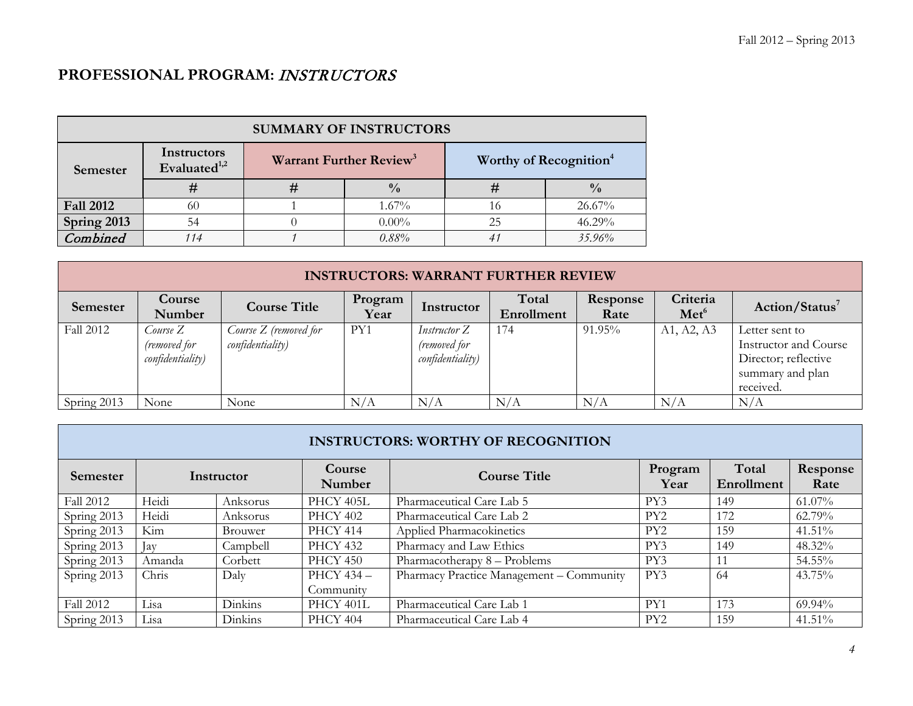Fall 2012 – Spring 2013

# PROFESSIONAL PROGRAM: *INSTRUCTORS*

| SUMMARY OF INSTRUCTORS | | | | | |
|---|---|---|---|---|---|
| Semester | Instructors Evaluated[1,2] | Warrant Further Review[3] | | Worthy of Recognition[4] | |
| | # | # | % | # | % |
| **Fall 2012** | 60 | 1 | 1.67% | 16 | 26.67% |
| **Spring 2013** | 54 | 0 | 0.00% | 25 | 46.29% |
| *Combined* | *114* | *1* | *0.88%* | *41* | *35.96%* |

| INSTRUCTORS: WARRANT FURTHER REVIEW | | | | | | | | |
|---|---|---|---|---|---|---|---|---|
| Semester | Course Number | Course Title | Program Year | Instructor | Total Enrollment | Response Rate | Criteria Met[6] | Action/Status[7] |
| Fall 2012 | *Course Z (removed for confidentiality)* | *Course Z (removed for confidentiality)* | PY1 | *Instructor Z (removed for confidentiality)* | 174 | 91.95% | A1, A2, A3 | Letter sent to Instructor and Course Director; reflective summary and plan received. |
| Spring 2013 | None | None | N/A | N/A | N/A | N/A | N/A | N/A |

| INSTRUCTORS: WORTHY OF RECOGNITION | | | | | | | |
|---|---|---|---|---|---|---|---|
| Semester | Instructor | | Course Number | Course Title | Program Year | Total Enrollment | Response Rate |
| Fall 2012 | Heidi | Anksorus | PHCY 405L | Pharmaceutical Care Lab 5 | PY3 | 149 | 61.07% |
| Spring 2013 | Heidi | Anksorus | PHCY 402 | Pharmaceutical Care Lab 2 | PY2 | 172 | 62.79% |
| Spring 2013 | Kim | Brouwer | PHCY 414 | Applied Pharmacokinetics | PY2 | 159 | 41.51% |
| Spring 2013 | Jay | Campbell | PHCY 432 | Pharmacy and Law Ethics | PY3 | 149 | 48.32% |
| Spring 2013 | Amanda | Corbett | PHCY 450 | Pharmacotherapy 8 – Problems | PY3 | 11 | 54.55% |
| Spring 2013 | Chris | Daly | PHCY 434 – Community | Pharmacy Practice Management – Community | PY3 | 64 | 43.75% |
| Fall 2012 | Lisa | Dinkins | PHCY 401L | Pharmaceutical Care Lab 1 | PY1 | 173 | 69.94% |
| Spring 2013 | Lisa | Dinkins | PHCY 404 | Pharmaceutical Care Lab 4 | PY2 | 159 | 41.51% |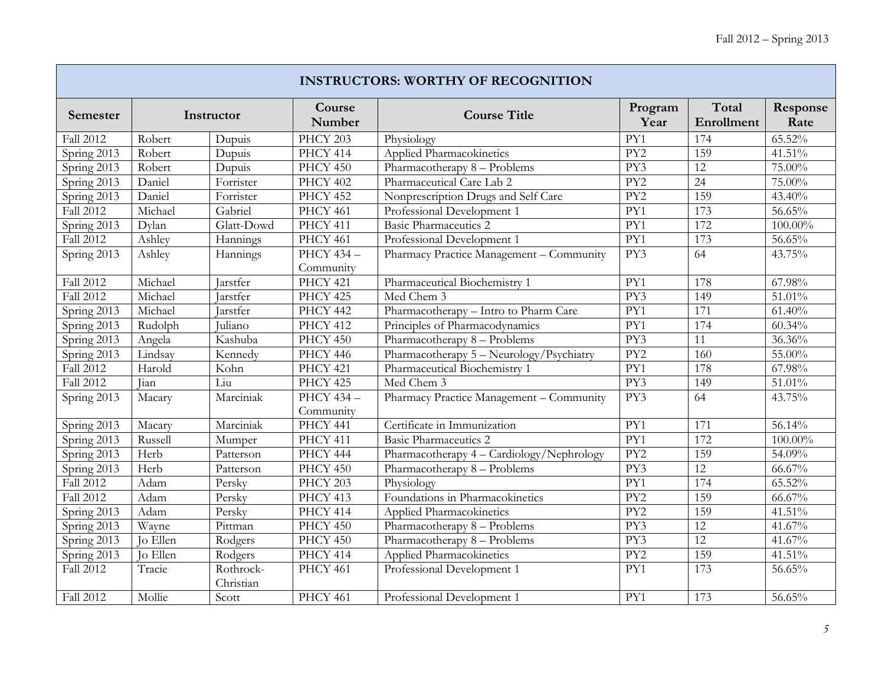## INSTRUCTORS: WORTHY OF RECOGNITION

| Semester | Instructor | | Course Number | Course Title | Program Year | Total Enrollment | Response Rate |
|---|---|---|---|---|---|---|---|
| Fall 2012 | Robert | Dupuis | PHCY 203 | Physiology | PY1 | 174 | 65.52% |
| Spring 2013 | Robert | Dupuis | PHCY 414 | Applied Pharmacokinetics | PY2 | 159 | 41.51% |
| Spring 2013 | Robert | Dupuis | PHCY 450 | Pharmacotherapy 8 – Problems | PY3 | 12 | 75.00% |
| Spring 2013 | Daniel | Forrister | PHCY 402 | Pharmaceutical Care Lab 2 | PY2 | 24 | 75.00% |
| Spring 2013 | Daniel | Forrister | PHCY 452 | Nonprescription Drugs and Self Care | PY2 | 159 | 43.40% |
| Fall 2012 | Michael | Gabriel | PHCY 461 | Professional Development 1 | PY1 | 173 | 56.65% |
| Spring 2013 | Dylan | Glatt-Dowd | PHCY 411 | Basic Pharmaceutics 2 | PY1 | 172 | 100.00% |
| Fall 2012 | Ashley | Hannings | PHCY 461 | Professional Development 1 | PY1 | 173 | 56.65% |
| Spring 2013 | Ashley | Hannings | PHCY 434 – Community | Pharmacy Practice Management – Community | PY3 | 64 | 43.75% |
| Fall 2012 | Michael | Jarstfer | PHCY 421 | Pharmaceutical Biochemistry 1 | PY1 | 178 | 67.98% |
| Fall 2012 | Michael | Jarstfer | PHCY 425 | Med Chem 3 | PY3 | 149 | 51.01% |
| Spring 2013 | Michael | Jarstfer | PHCY 442 | Pharmacotherapy – Intro to Pharm Care | PY1 | 171 | 61.40% |
| Spring 2013 | Rudolph | Juliano | PHCY 412 | Principles of Pharmacodynamics | PY1 | 174 | 60.34% |
| Spring 2013 | Angela | Kashuba | PHCY 450 | Pharmacotherapy 8 – Problems | PY3 | 11 | 36.36% |
| Spring 2013 | Lindsay | Kennedy | PHCY 446 | Pharmacotherapy 5 – Neurology/Psychiatry | PY2 | 160 | 55.00% |
| Fall 2012 | Harold | Kohn | PHCY 421 | Pharmaceutical Biochemistry 1 | PY1 | 178 | 67.98% |
| Fall 2012 | Jian | Liu | PHCY 425 | Med Chem 3 | PY3 | 149 | 51.01% |
| Spring 2013 | Macary | Marciniak | PHCY 434 – Community | Pharmacy Practice Management – Community | PY3 | 64 | 43.75% |
| Spring 2013 | Macary | Marciniak | PHCY 441 | Certificate in Immunization | PY1 | 171 | 56.14% |
| Spring 2013 | Russell | Mumper | PHCY 411 | Basic Pharmaceutics 2 | PY1 | 172 | 100.00% |
| Spring 2013 | Herb | Patterson | PHCY 444 | Pharmacotherapy 4 – Cardiology/Nephrology | PY2 | 159 | 54.09% |
| Spring 2013 | Herb | Patterson | PHCY 450 | Pharmacotherapy 8 – Problems | PY3 | 12 | 66.67% |
| Fall 2012 | Adam | Persky | PHCY 203 | Physiology | PY1 | 174 | 65.52% |
| Fall 2012 | Adam | Persky | PHCY 413 | Foundations in Pharmacokinetics | PY2 | 159 | 66.67% |
| Spring 2013 | Adam | Persky | PHCY 414 | Applied Pharmacokinetics | PY2 | 159 | 41.51% |
| Spring 2013 | Wayne | Pittman | PHCY 450 | Pharmacotherapy 8 – Problems | PY3 | 12 | 41.67% |
| Spring 2013 | Jo Ellen | Rodgers | PHCY 450 | Pharmacotherapy 8 – Problems | PY3 | 12 | 41.67% |
| Spring 2013 | Jo Ellen | Rodgers | PHCY 414 | Applied Pharmacokinetics | PY2 | 159 | 41.51% |
| Fall 2012 | Tracie | Rothrock-Christian | PHCY 461 | Professional Development 1 | PY1 | 173 | 56.65% |
| Fall 2012 | Mollie | Scott | PHCY 461 | Professional Development 1 | PY1 | 173 | 56.65% |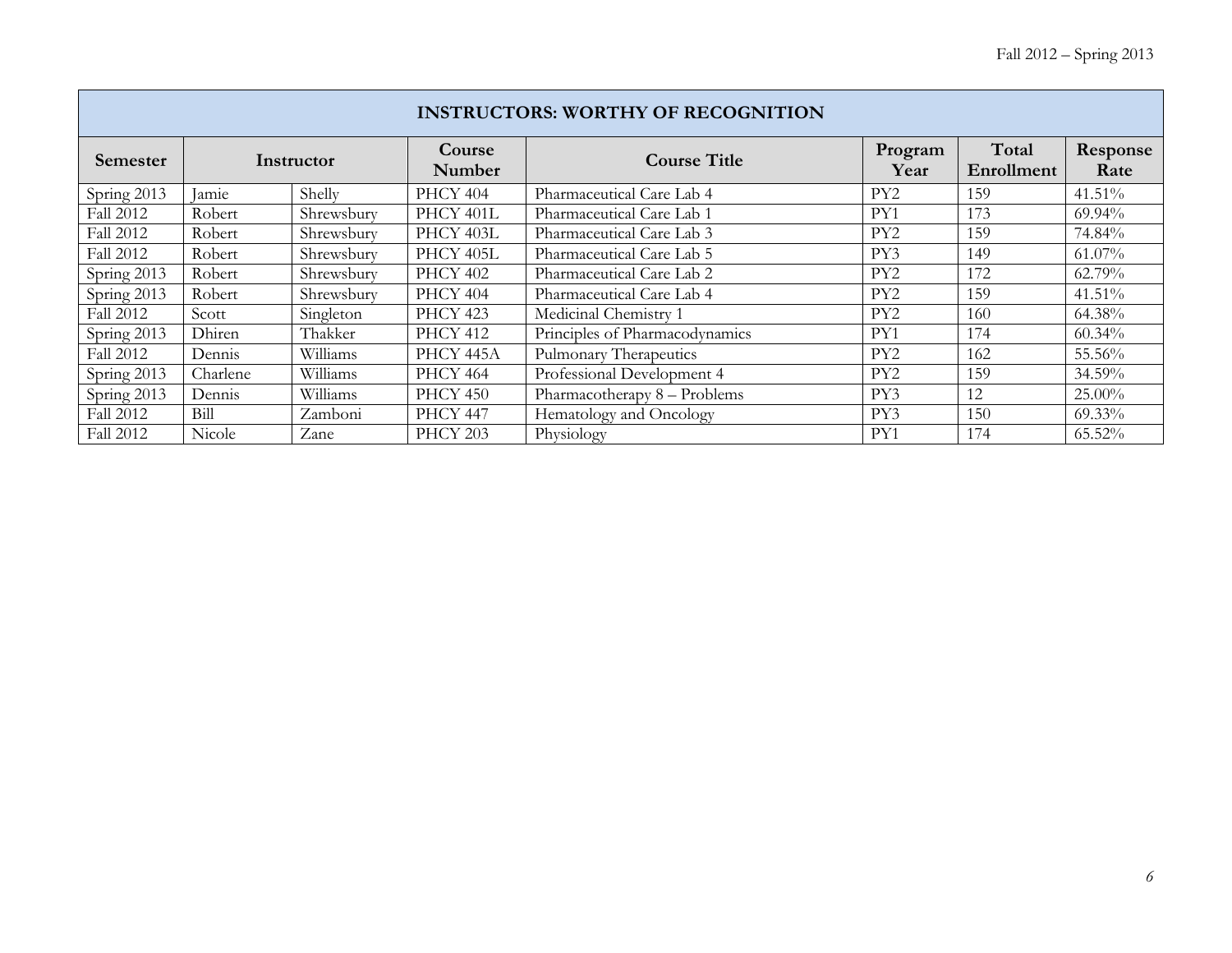| INSTRUCTORS: WORTHY OF RECOGNITION | | | | | | | |
|---|---|---|---|---|---|---|---|
| Semester | Instructor | | Course Number | Course Title | Program Year | Total Enrollment | Response Rate |
| Spring 2013 | Jamie | Shelly | PHCY 404 | Pharmaceutical Care Lab 4 | PY2 | 159 | 41.51% |
| Fall 2012 | Robert | Shrewsbury | PHCY 401L | Pharmaceutical Care Lab 1 | PY1 | 173 | 69.94% |
| Fall 2012 | Robert | Shrewsbury | PHCY 403L | Pharmaceutical Care Lab 3 | PY2 | 159 | 74.84% |
| Fall 2012 | Robert | Shrewsbury | PHCY 405L | Pharmaceutical Care Lab 5 | PY3 | 149 | 61.07% |
| Spring 2013 | Robert | Shrewsbury | PHCY 402 | Pharmaceutical Care Lab 2 | PY2 | 172 | 62.79% |
| Spring 2013 | Robert | Shrewsbury | PHCY 404 | Pharmaceutical Care Lab 4 | PY2 | 159 | 41.51% |
| Fall 2012 | Scott | Singleton | PHCY 423 | Medicinal Chemistry 1 | PY2 | 160 | 64.38% |
| Spring 2013 | Dhiren | Thakker | PHCY 412 | Principles of Pharmacodynamics | PY1 | 174 | 60.34% |
| Fall 2012 | Dennis | Williams | PHCY 445A | Pulmonary Therapeutics | PY2 | 162 | 55.56% |
| Spring 2013 | Charlene | Williams | PHCY 464 | Professional Development 4 | PY2 | 159 | 34.59% |
| Spring 2013 | Dennis | Williams | PHCY 450 | Pharmacotherapy 8 – Problems | PY3 | 12 | 25.00% |
| Fall 2012 | Bill | Zamboni | PHCY 447 | Hematology and Oncology | PY3 | 150 | 69.33% |
| Fall 2012 | Nicole | Zane | PHCY 203 | Physiology | PY1 | 174 | 65.52% |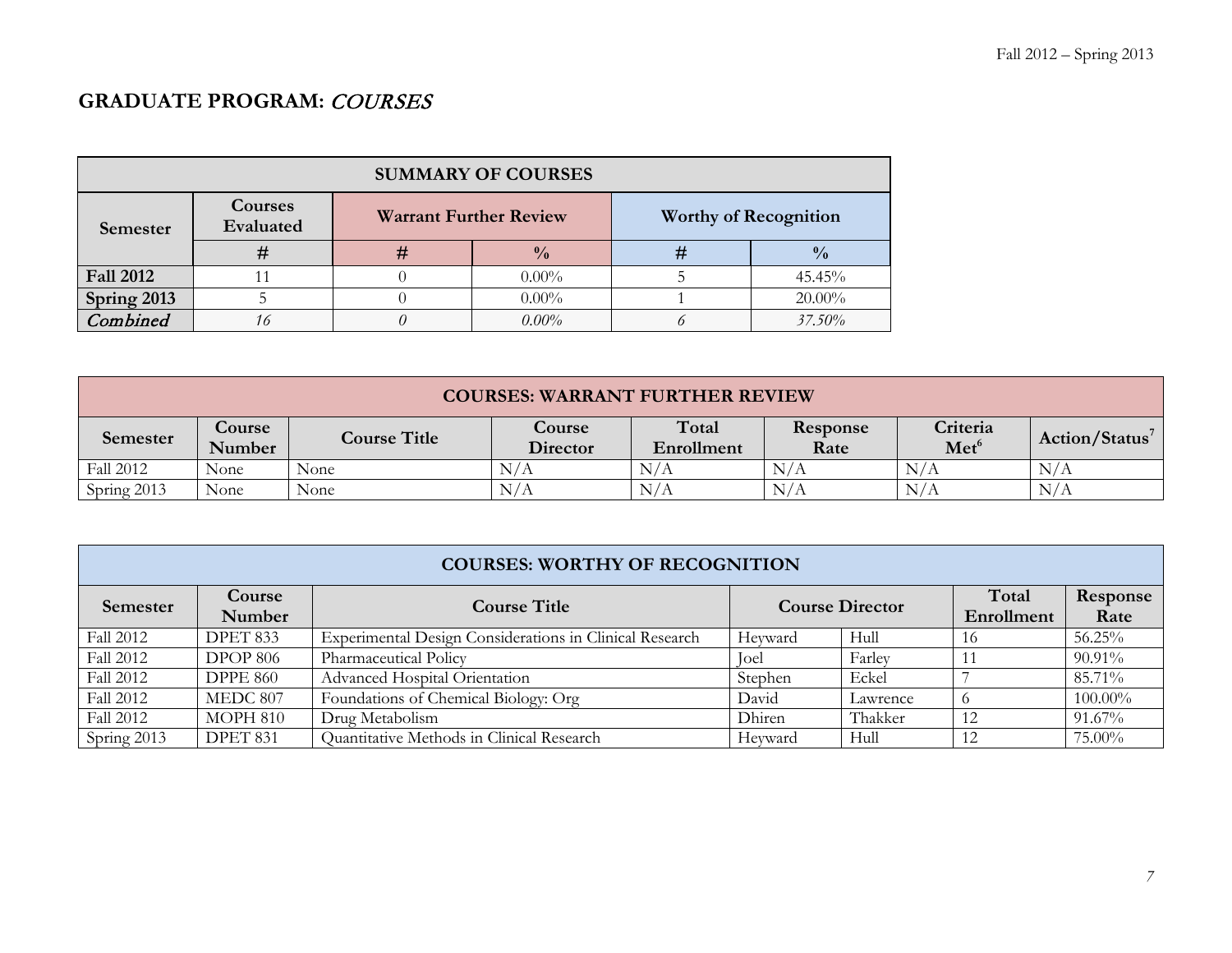## GRADUATE PROGRAM: *COURSES*

| SUMMARY OF COURSES | | | | | |
|---|---|---|---|---|---|
| Semester | Courses Evaluated | Warrant Further Review | | Worthy of Recognition | |
| | # | # | % | # | % |
| **Fall 2012** | 11 | 0 | 0.00% | 5 | 45.45% |
| **Spring 2013** | 5 | 0 | 0.00% | 1 | 20.00% |
| ***Combined*** | *16* | *0* | *0.00%* | *6* | *37.50%* |

| COURSES: WARRANT FURTHER REVIEW | | | | | | | |
|---|---|---|---|---|---|---|---|
| Semester | Course Number | Course Title | Course Director | Total Enrollment | Response Rate | Criteria Met[6] | Action/Status[7] |
| Fall 2012 | None | None | N/A | N/A | N/A | N/A | N/A |
| Spring 2013 | None | None | N/A | N/A | N/A | N/A | N/A |

| COURSES: WORTHY OF RECOGNITION | | | | | | |
|---|---|---|---|---|---|---|
| Semester | Course Number | Course Title | Course Director | | Total Enrollment | Response Rate |
| Fall 2012 | DPET 833 | Experimental Design Considerations in Clinical Research | Heyward | Hull | 16 | 56.25% |
| Fall 2012 | DPOP 806 | Pharmaceutical Policy | Joel | Farley | 11 | 90.91% |
| Fall 2012 | DPPE 860 | Advanced Hospital Orientation | Stephen | Eckel | 7 | 85.71% |
| Fall 2012 | MEDC 807 | Foundations of Chemical Biology: Org | David | Lawrence | 6 | 100.00% |
| Fall 2012 | MOPH 810 | Drug Metabolism | Dhiren | Thakker | 12 | 91.67% |
| Spring 2013 | DPET 831 | Quantitative Methods in Clinical Research | Heyward | Hull | 12 | 75.00% |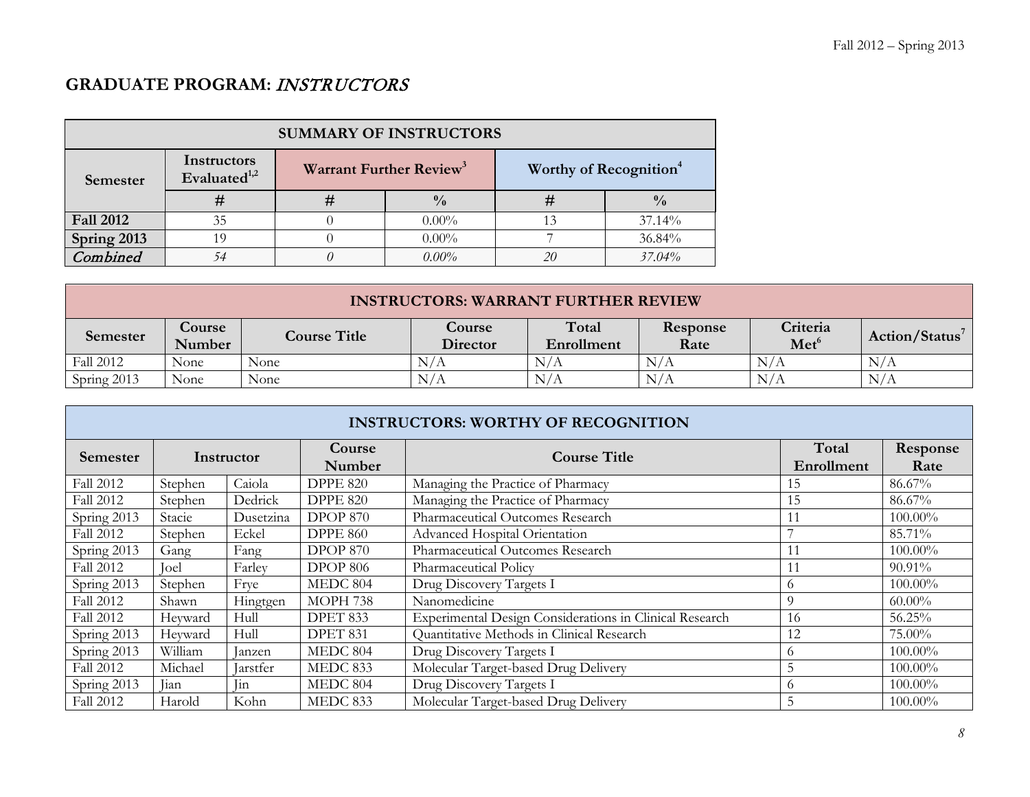## GRADUATE PROGRAM: *INSTRUCTORS*

| SUMMARY OF INSTRUCTORS | | | | | |
|---|---|---|---|---|---|
| Semester | Instructors Evaluated[1,2] | Warrant Further Review[3] | | Worthy of Recognition[4] | |
| | # | # | % | # | % |
| **Fall 2012** | 35 | 0 | 0.00% | 13 | 37.14% |
| **Spring 2013** | 19 | 0 | 0.00% | 7 | 36.84% |
| ***Combined*** | *54* | *0* | *0.00%* | *20* | *37.04%* |

| INSTRUCTORS: WARRANT FURTHER REVIEW | | | | | | | |
|---|---|---|---|---|---|---|---|
| Semester | Course Number | Course Title | Course Director | Total Enrollment | Response Rate | Criteria Met[6] | Action/Status[7] |
| Fall 2012 | None | None | N/A | N/A | N/A | N/A | N/A |
| Spring 2013 | None | None | N/A | N/A | N/A | N/A | N/A |

| INSTRUCTORS: WORTHY OF RECOGNITION | | | | | | |
|---|---|---|---|---|---|---|
| Semester | Instructor | | Course Number | Course Title | Total Enrollment | Response Rate |
| Fall 2012 | Stephen | Caiola | DPPE 820 | Managing the Practice of Pharmacy | 15 | 86.67% |
| Fall 2012 | Stephen | Dedrick | DPPE 820 | Managing the Practice of Pharmacy | 15 | 86.67% |
| Spring 2013 | Stacie | Dusetzina | DPOP 870 | Pharmaceutical Outcomes Research | 11 | 100.00% |
| Fall 2012 | Stephen | Eckel | DPPE 860 | Advanced Hospital Orientation | 7 | 85.71% |
| Spring 2013 | Gang | Fang | DPOP 870 | Pharmaceutical Outcomes Research | 11 | 100.00% |
| Fall 2012 | Joel | Farley | DPOP 806 | Pharmaceutical Policy | 11 | 90.91% |
| Spring 2013 | Stephen | Frye | MEDC 804 | Drug Discovery Targets I | 6 | 100.00% |
| Fall 2012 | Shawn | Hingtgen | MOPH 738 | Nanomedicine | 9 | 60.00% |
| Fall 2012 | Heyward | Hull | DPET 833 | Experimental Design Considerations in Clinical Research | 16 | 56.25% |
| Spring 2013 | Heyward | Hull | DPET 831 | Quantitative Methods in Clinical Research | 12 | 75.00% |
| Spring 2013 | William | Janzen | MEDC 804 | Drug Discovery Targets I | 6 | 100.00% |
| Fall 2012 | Michael | Jarstfer | MEDC 833 | Molecular Target-based Drug Delivery | 5 | 100.00% |
| Spring 2013 | Jian | Jin | MEDC 804 | Drug Discovery Targets I | 6 | 100.00% |
| Fall 2012 | Harold | Kohn | MEDC 833 | Molecular Target-based Drug Delivery | 5 | 100.00% |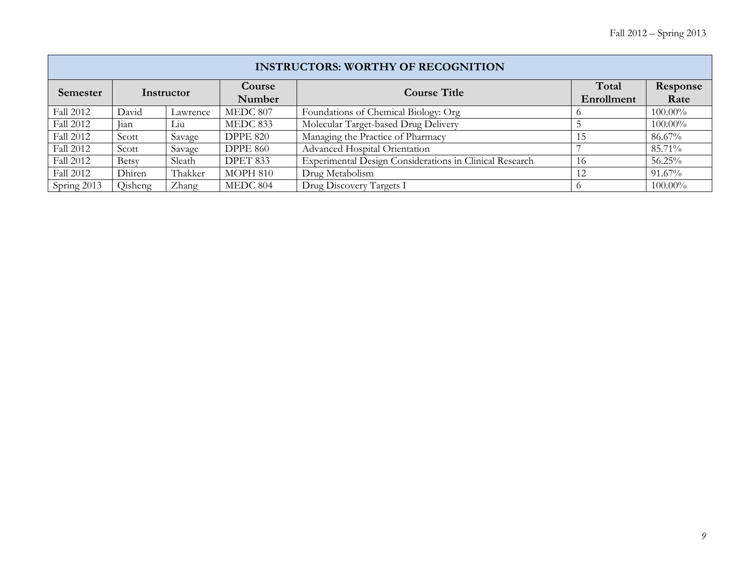| INSTRUCTORS: WORTHY OF RECOGNITION | | | | | | |
|---|---|---|---|---|---|---|
| **Semester** | **Instructor** | | **Course Number** | **Course Title** | **Total Enrollment** | **Response Rate** |
| Fall 2012 | David | Lawrence | MEDC 807 | Foundations of Chemical Biology: Org | 6 | 100.00% |
| Fall 2012 | Jian | Liu | MEDC 833 | Molecular Target-based Drug Delivery | 5 | 100.00% |
| Fall 2012 | Scott | Savage | DPPE 820 | Managing the Practice of Pharmacy | 15 | 86.67% |
| Fall 2012 | Scott | Savage | DPPE 860 | Advanced Hospital Orientation | 7 | 85.71% |
| Fall 2012 | Betsy | Sleath | DPET 833 | Experimental Design Considerations in Clinical Research | 16 | 56.25% |
| Fall 2012 | Dhiren | Thakker | MOPH 810 | Drug Metabolism | 12 | 91.67% |
| Spring 2013 | Qisheng | Zhang | MEDC 804 | Drug Discovery Targets I | 6 | 100.00% |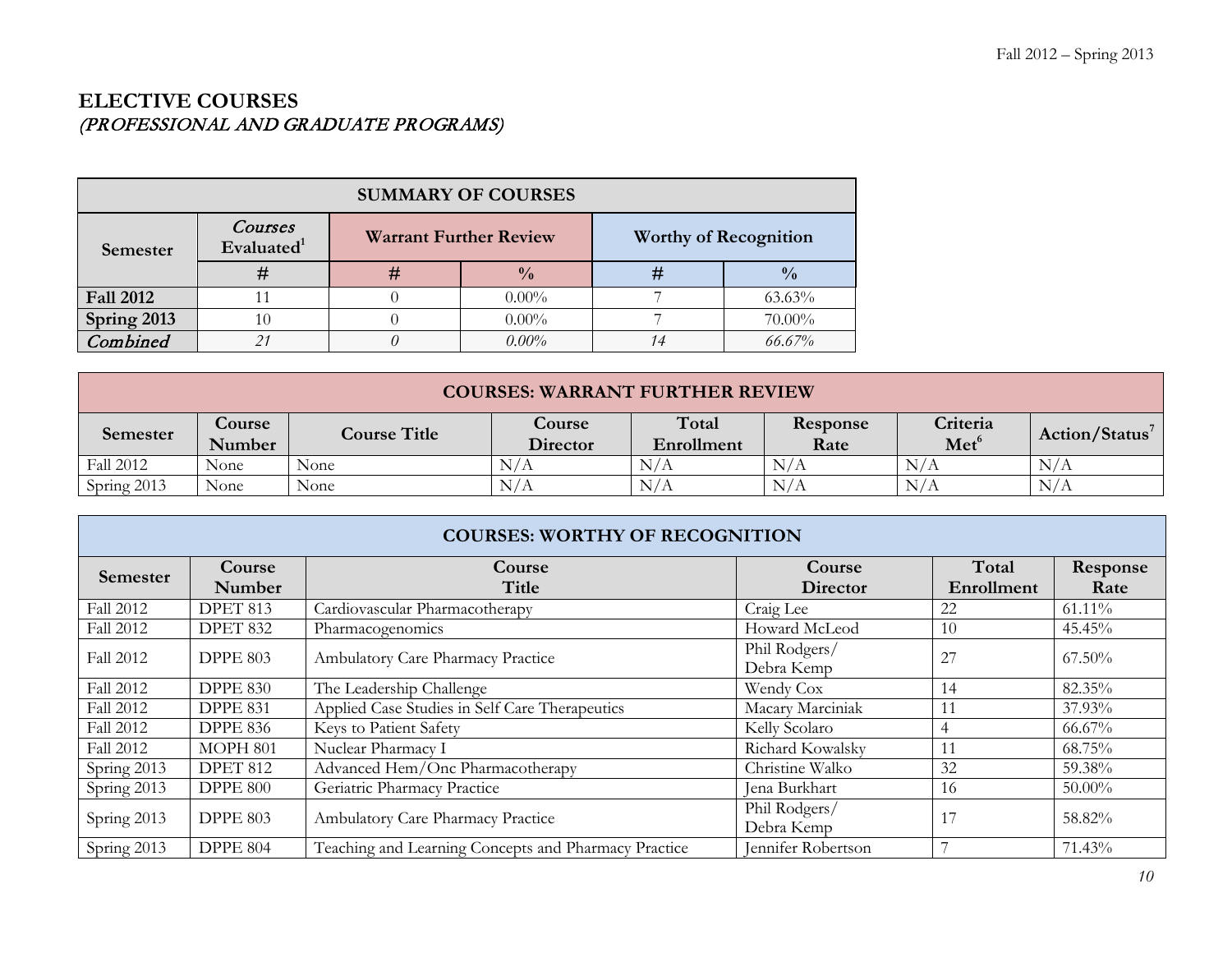## ELECTIVE COURSES
### *(PROFESSIONAL AND GRADUATE PROGRAMS)*

| SUMMARY OF COURSES | | | | | |
|---|---|---|---|---|---|
| **Semester** | ***Courses* Evaluated[1]** | **Warrant Further Review** | | **Worthy of Recognition** | |
| | **#** | **#** | **%** | **#** | **%** |
| **Fall 2012** | 11 | 0 | 0.00% | 7 | 63.63% |
| **Spring 2013** | 10 | 0 | 0.00% | 7 | 70.00% |
| ***Combined*** | *21* | *0* | *0.00%* | *14* | *66.67%* |

| COURSES: WARRANT FURTHER REVIEW | | | | | | | |
|---|---|---|---|---|---|---|---|
| **Semester** | **Course Number** | **Course Title** | **Course Director** | **Total Enrollment** | **Response Rate** | **Criteria Met[6]** | **Action/Status[7]** |
| Fall 2012 | None | None | N/A | N/A | N/A | N/A | N/A |
| Spring 2013 | None | None | N/A | N/A | N/A | N/A | N/A |

| COURSES: WORTHY OF RECOGNITION | | | | | |
|---|---|---|---|---|---|
| **Semester** | **Course Number** | **Course Title** | **Course Director** | **Total Enrollment** | **Response Rate** |
| Fall 2012 | DPET 813 | Cardiovascular Pharmacotherapy | Craig Lee | 22 | 61.11% |
| Fall 2012 | DPET 832 | Pharmacogenomics | Howard McLeod | 10 | 45.45% |
| Fall 2012 | DPPE 803 | Ambulatory Care Pharmacy Practice | Phil Rodgers/ Debra Kemp | 27 | 67.50% |
| Fall 2012 | DPPE 830 | The Leadership Challenge | Wendy Cox | 14 | 82.35% |
| Fall 2012 | DPPE 831 | Applied Case Studies in Self Care Therapeutics | Macary Marciniak | 11 | 37.93% |
| Fall 2012 | DPPE 836 | Keys to Patient Safety | Kelly Scolaro | 4 | 66.67% |
| Fall 2012 | MOPH 801 | Nuclear Pharmacy I | Richard Kowalsky | 11 | 68.75% |
| Spring 2013 | DPET 812 | Advanced Hem/Onc Pharmacotherapy | Christine Walko | 32 | 59.38% |
| Spring 2013 | DPPE 800 | Geriatric Pharmacy Practice | Jena Burkhart | 16 | 50.00% |
| Spring 2013 | DPPE 803 | Ambulatory Care Pharmacy Practice | Phil Rodgers/ Debra Kemp | 17 | 58.82% |
| Spring 2013 | DPPE 804 | Teaching and Learning Concepts and Pharmacy Practice | Jennifer Robertson | 7 | 71.43% |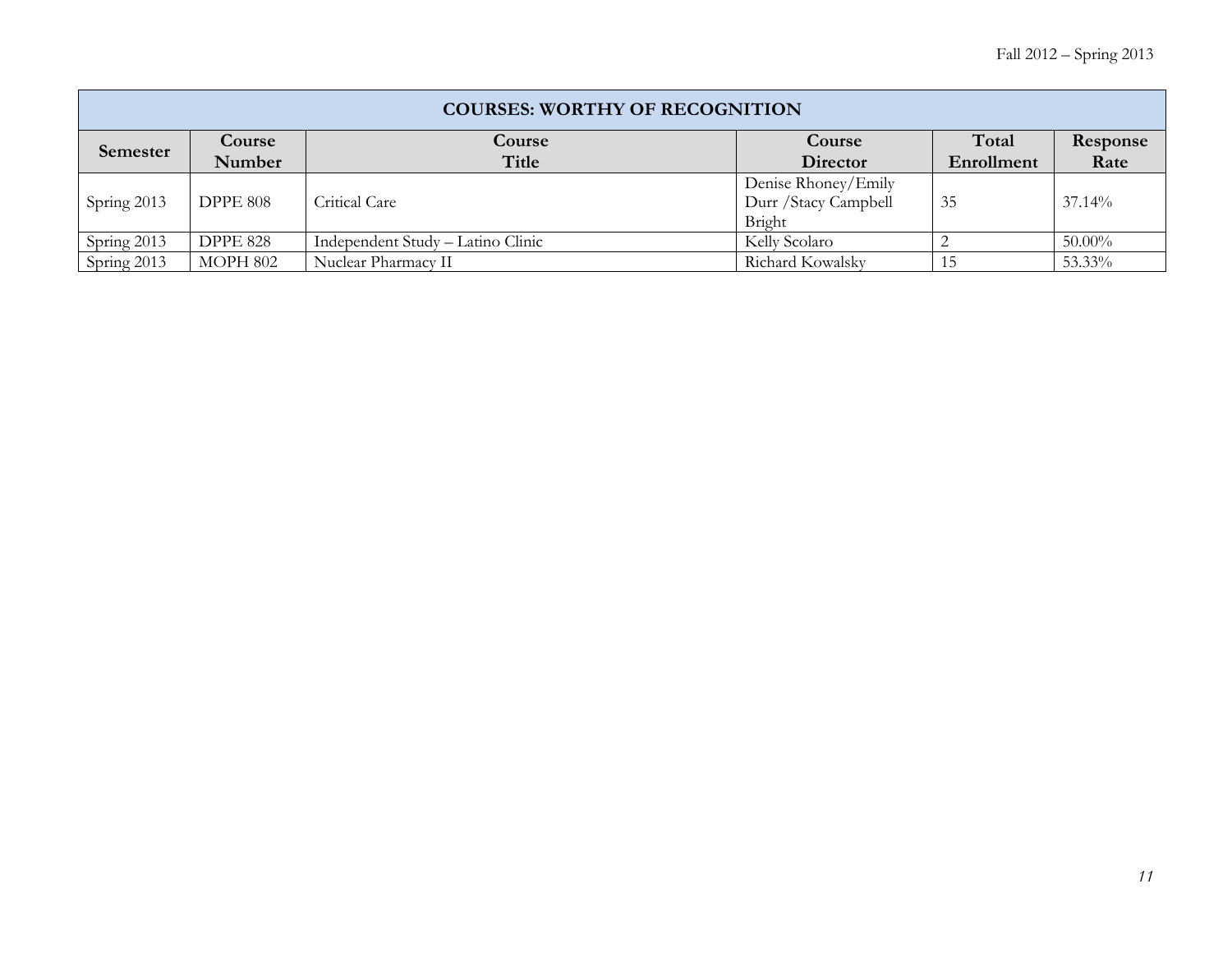## COURSES: WORTHY OF RECOGNITION

| Semester | Course Number | Course Title | Course Director | Total Enrollment | Response Rate |
|---|---|---|---|---|---|
| Spring 2013 | DPPE 808 | Critical Care | Denise Rhoney/Emily Durr /Stacy Campbell Bright | 35 | 37.14% |
| Spring 2013 | DPPE 828 | Independent Study – Latino Clinic | Kelly Scolaro | 2 | 50.00% |
| Spring 2013 | MOPH 802 | Nuclear Pharmacy II | Richard Kowalsky | 15 | 53.33% |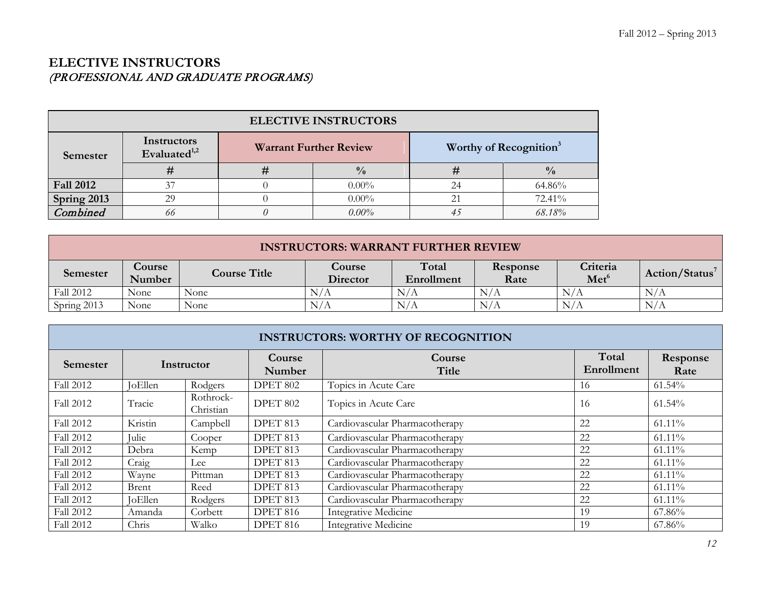## ELECTIVE INSTRUCTORS
### *(PROFESSIONAL AND GRADUATE PROGRAMS)*

| ELECTIVE INSTRUCTORS | | | | | |
|---|---|---|---|---|---|
| **Semester** | **Instructors Evaluated[1,2]** | **Warrant Further Review** | | **Worthy of Recognition[3]** | |
| | **#** | **#** | **%** | **#** | **%** |
| **Fall 2012** | 37 | 0 | 0.00% | 24 | 64.86% |
| **Spring 2013** | 29 | 0 | 0.00% | 21 | 72.41% |
| ***Combined*** | *66* | *0* | *0.00%* | *45* | *68.18%* |

| INSTRUCTORS: WARRANT FURTHER REVIEW | | | | | | | |
|---|---|---|---|---|---|---|---|
| **Semester** | **Course Number** | **Course Title** | **Course Director** | **Total Enrollment** | **Response Rate** | **Criteria Met[6]** | **Action/Status[7]** |
| Fall 2012 | None | None | N/A | N/A | N/A | N/A | N/A |
| Spring 2013 | None | None | N/A | N/A | N/A | N/A | N/A |

| INSTRUCTORS: WORTHY OF RECOGNITION | | | | | | |
|---|---|---|---|---|---|---|
| **Semester** | **Instructor** | | **Course Number** | **Course Title** | **Total Enrollment** | **Response Rate** |
| Fall 2012 | JoEllen | Rodgers | DPET 802 | Topics in Acute Care | 16 | 61.54% |
| Fall 2012 | Tracie | Rothrock-Christian | DPET 802 | Topics in Acute Care | 16 | 61.54% |
| Fall 2012 | Kristin | Campbell | DPET 813 | Cardiovascular Pharmacotherapy | 22 | 61.11% |
| Fall 2012 | Julie | Cooper | DPET 813 | Cardiovascular Pharmacotherapy | 22 | 61.11% |
| Fall 2012 | Debra | Kemp | DPET 813 | Cardiovascular Pharmacotherapy | 22 | 61.11% |
| Fall 2012 | Craig | Lee | DPET 813 | Cardiovascular Pharmacotherapy | 22 | 61.11% |
| Fall 2012 | Wayne | Pittman | DPET 813 | Cardiovascular Pharmacotherapy | 22 | 61.11% |
| Fall 2012 | Brent | Reed | DPET 813 | Cardiovascular Pharmacotherapy | 22 | 61.11% |
| Fall 2012 | JoEllen | Rodgers | DPET 813 | Cardiovascular Pharmacotherapy | 22 | 61.11% |
| Fall 2012 | Amanda | Corbett | DPET 816 | Integrative Medicine | 19 | 67.86% |
| Fall 2012 | Chris | Walko | DPET 816 | Integrative Medicine | 19 | 67.86% |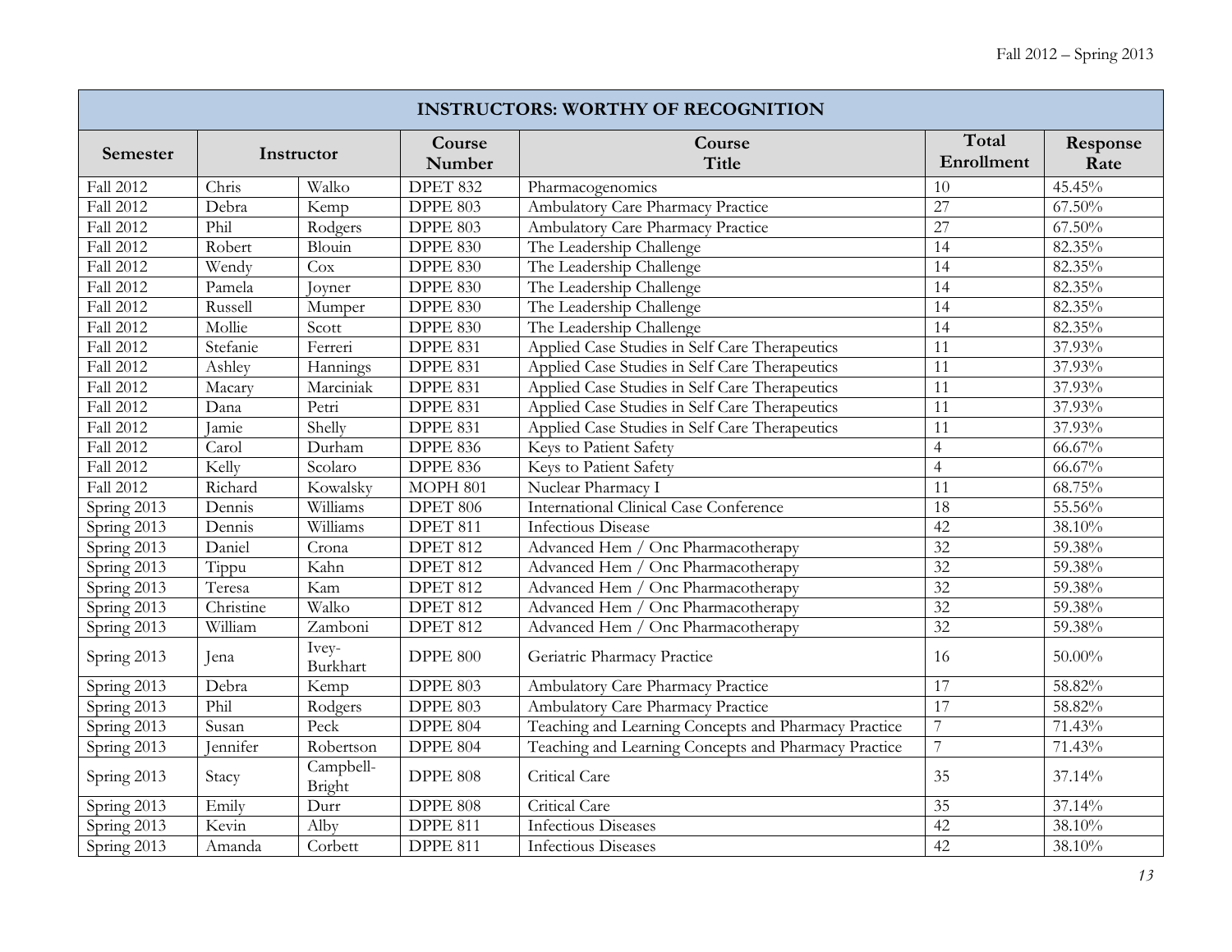| INSTRUCTORS: WORTHY OF RECOGNITION | | | | | | |
|---|---|---|---|---|---|---|
| Semester | Instructor | | Course Number | Course Title | Total Enrollment | Response Rate |
| Fall 2012 | Chris | Walko | DPET 832 | Pharmacogenomics | 10 | 45.45% |
| Fall 2012 | Debra | Kemp | DPPE 803 | Ambulatory Care Pharmacy Practice | 27 | 67.50% |
| Fall 2012 | Phil | Rodgers | DPPE 803 | Ambulatory Care Pharmacy Practice | 27 | 67.50% |
| Fall 2012 | Robert | Blouin | DPPE 830 | The Leadership Challenge | 14 | 82.35% |
| Fall 2012 | Wendy | Cox | DPPE 830 | The Leadership Challenge | 14 | 82.35% |
| Fall 2012 | Pamela | Joyner | DPPE 830 | The Leadership Challenge | 14 | 82.35% |
| Fall 2012 | Russell | Mumper | DPPE 830 | The Leadership Challenge | 14 | 82.35% |
| Fall 2012 | Mollie | Scott | DPPE 830 | The Leadership Challenge | 14 | 82.35% |
| Fall 2012 | Stefanie | Ferreri | DPPE 831 | Applied Case Studies in Self Care Therapeutics | 11 | 37.93% |
| Fall 2012 | Ashley | Hannings | DPPE 831 | Applied Case Studies in Self Care Therapeutics | 11 | 37.93% |
| Fall 2012 | Macary | Marciniak | DPPE 831 | Applied Case Studies in Self Care Therapeutics | 11 | 37.93% |
| Fall 2012 | Dana | Petri | DPPE 831 | Applied Case Studies in Self Care Therapeutics | 11 | 37.93% |
| Fall 2012 | Jamie | Shelly | DPPE 831 | Applied Case Studies in Self Care Therapeutics | 11 | 37.93% |
| Fall 2012 | Carol | Durham | DPPE 836 | Keys to Patient Safety | 4 | 66.67% |
| Fall 2012 | Kelly | Scolaro | DPPE 836 | Keys to Patient Safety | 4 | 66.67% |
| Fall 2012 | Richard | Kowalsky | MOPH 801 | Nuclear Pharmacy I | 11 | 68.75% |
| Spring 2013 | Dennis | Williams | DPET 806 | International Clinical Case Conference | 18 | 55.56% |
| Spring 2013 | Dennis | Williams | DPET 811 | Infectious Disease | 42 | 38.10% |
| Spring 2013 | Daniel | Crona | DPET 812 | Advanced Hem / Onc Pharmacotherapy | 32 | 59.38% |
| Spring 2013 | Tippu | Kahn | DPET 812 | Advanced Hem / Onc Pharmacotherapy | 32 | 59.38% |
| Spring 2013 | Teresa | Kam | DPET 812 | Advanced Hem / Onc Pharmacotherapy | 32 | 59.38% |
| Spring 2013 | Christine | Walko | DPET 812 | Advanced Hem / Onc Pharmacotherapy | 32 | 59.38% |
| Spring 2013 | William | Zamboni | DPET 812 | Advanced Hem / Onc Pharmacotherapy | 32 | 59.38% |
| Spring 2013 | Jena | Ivey-Burkhart | DPPE 800 | Geriatric Pharmacy Practice | 16 | 50.00% |
| Spring 2013 | Debra | Kemp | DPPE 803 | Ambulatory Care Pharmacy Practice | 17 | 58.82% |
| Spring 2013 | Phil | Rodgers | DPPE 803 | Ambulatory Care Pharmacy Practice | 17 | 58.82% |
| Spring 2013 | Susan | Peck | DPPE 804 | Teaching and Learning Concepts and Pharmacy Practice | 7 | 71.43% |
| Spring 2013 | Jennifer | Robertson | DPPE 804 | Teaching and Learning Concepts and Pharmacy Practice | 7 | 71.43% |
| Spring 2013 | Stacy | Campbell-Bright | DPPE 808 | Critical Care | 35 | 37.14% |
| Spring 2013 | Emily | Durr | DPPE 808 | Critical Care | 35 | 37.14% |
| Spring 2013 | Kevin | Alby | DPPE 811 | Infectious Diseases | 42 | 38.10% |
| Spring 2013 | Amanda | Corbett | DPPE 811 | Infectious Diseases | 42 | 38.10% |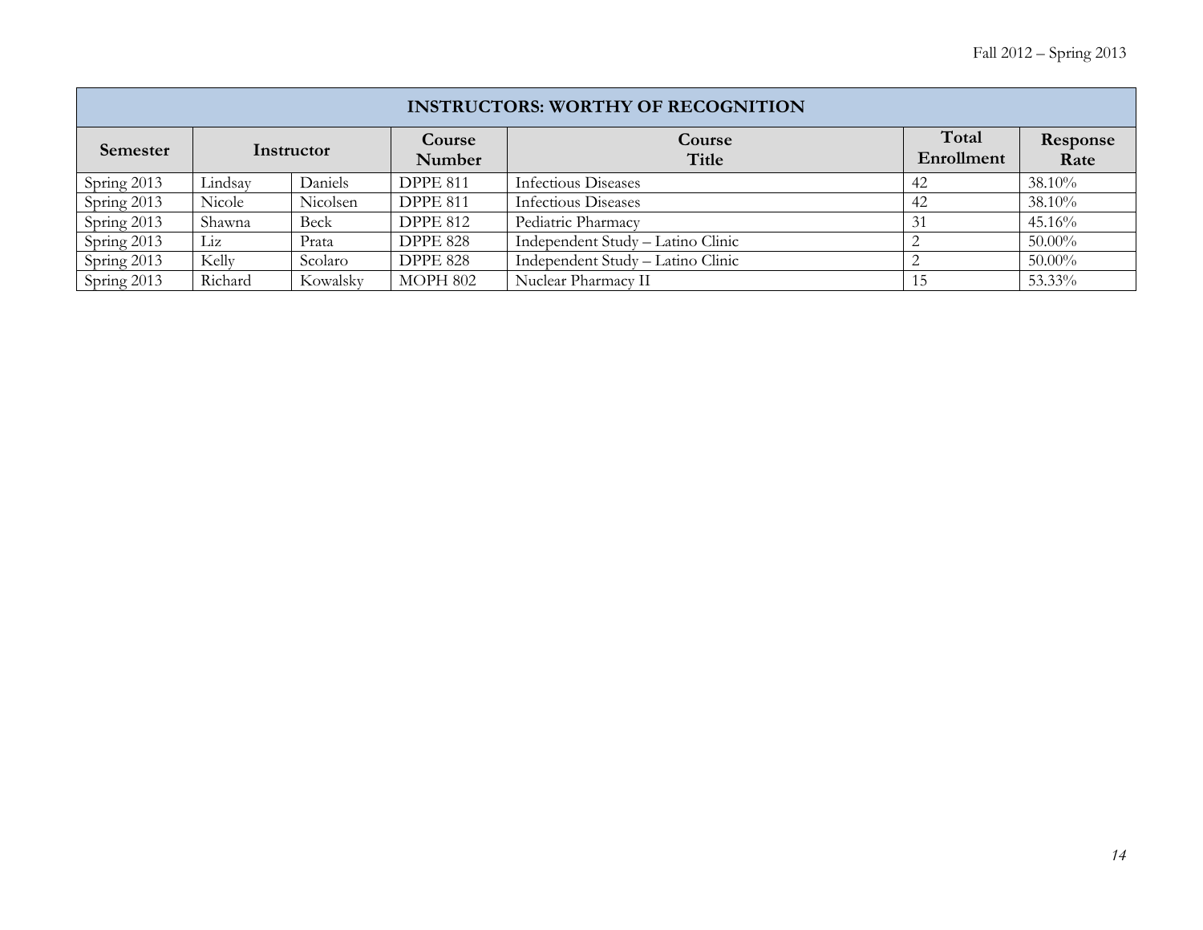| INSTRUCTORS: WORTHY OF RECOGNITION | | | | | | |
|---|---|---|---|---|---|---|
| Semester | Instructor | | Course Number | Course Title | Total Enrollment | Response Rate |
| Spring 2013 | Lindsay | Daniels | DPPE 811 | Infectious Diseases | 42 | 38.10% |
| Spring 2013 | Nicole | Nicolsen | DPPE 811 | Infectious Diseases | 42 | 38.10% |
| Spring 2013 | Shawna | Beck | DPPE 812 | Pediatric Pharmacy | 31 | 45.16% |
| Spring 2013 | Liz | Prata | DPPE 828 | Independent Study – Latino Clinic | 2 | 50.00% |
| Spring 2013 | Kelly | Scolaro | DPPE 828 | Independent Study – Latino Clinic | 2 | 50.00% |
| Spring 2013 | Richard | Kowalsky | MOPH 802 | Nuclear Pharmacy II | 15 | 53.33% |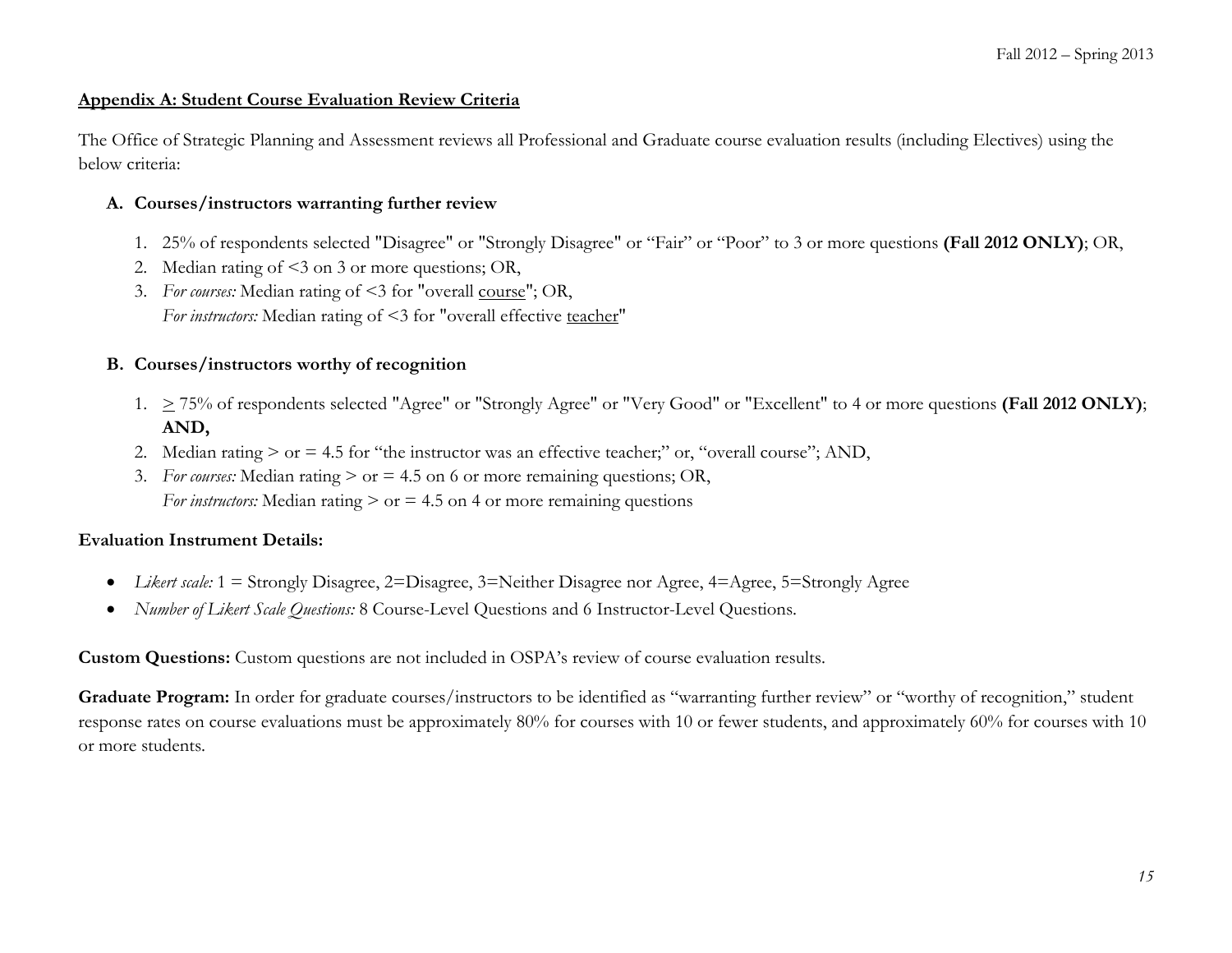## Appendix A: Student Course Evaluation Review Criteria

The Office of Strategic Planning and Assessment reviews all Professional and Graduate course evaluation results (including Electives) using the below criteria:

### A. Courses/instructors warranting further review

1. 25% of respondents selected "Disagree" or "Strongly Disagree" or "Fair" or "Poor" to 3 or more questions **(Fall 2012 ONLY)**; OR,
2. Median rating of <3 on 3 or more questions; OR,
3. *For courses:* Median rating of <3 for "overall course"; OR,
   *For instructors:* Median rating of <3 for "overall effective teacher"

### B. Courses/instructors worthy of recognition

1. ≥ 75% of respondents selected "Agree" or "Strongly Agree" or "Very Good" or "Excellent" to 4 or more questions **(Fall 2012 ONLY)**; **AND,**
2. Median rating > or = 4.5 for "the instructor was an effective teacher;" or, "overall course"; AND,
3. *For courses:* Median rating > or = 4.5 on 6 or more remaining questions; OR,
   *For instructors:* Median rating > or = 4.5 on 4 or more remaining questions

**Evaluation Instrument Details:**

- *Likert scale:* 1 = Strongly Disagree, 2=Disagree, 3=Neither Disagree nor Agree, 4=Agree, 5=Strongly Agree
- *Number of Likert Scale Questions:* 8 Course-Level Questions and 6 Instructor-Level Questions.

**Custom Questions:** Custom questions are not included in OSPA's review of course evaluation results.

**Graduate Program:** In order for graduate courses/instructors to be identified as "warranting further review" or "worthy of recognition," student response rates on course evaluations must be approximately 80% for courses with 10 or fewer students, and approximately 60% for courses with 10 or more students.